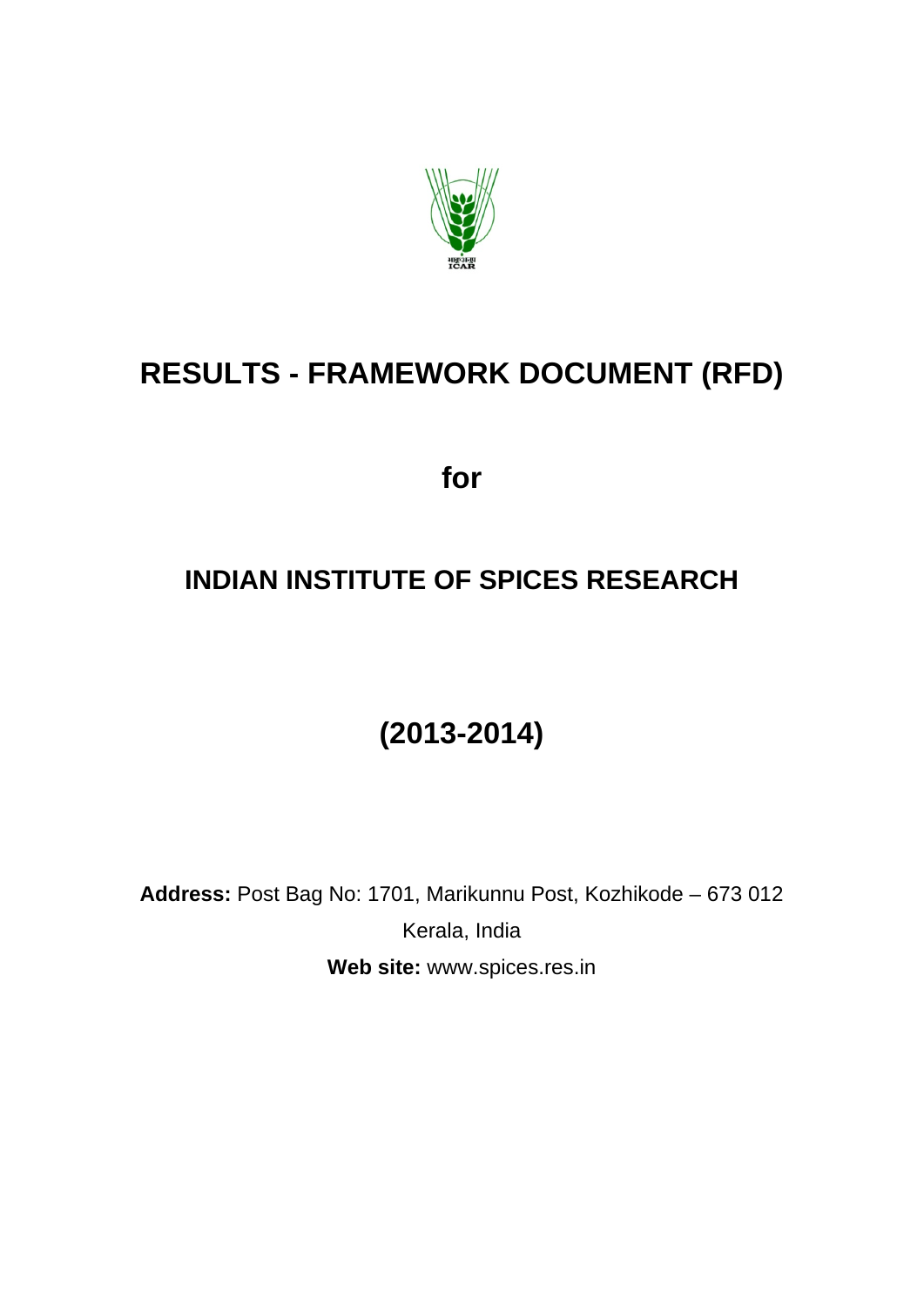# RESULTS - FRAMEWORK DOCUMENT (RFD)

## for

## INDIAN INSTITUTE OF SPICES RESEARCH

## (2013-2014)

**Address:** Post Bag No: 1701, Marikunnu Post, Kozhikode – 673 012

Kerala, India

**Web site:** www.spices.res.in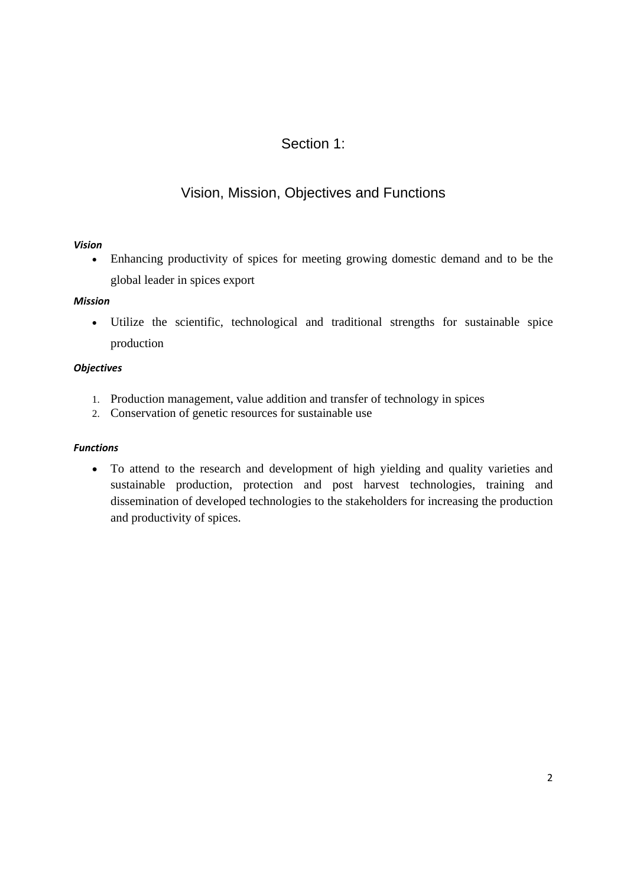# Section 1:

## Vision, Mission, Objectives and Functions

***Vision***

- Enhancing productivity of spices for meeting growing domestic demand and to be the global leader in spices export

***Mission***

- Utilize the scientific, technological and traditional strengths for sustainable spice production

***Objectives***

1. Production management, value addition and transfer of technology in spices
2. Conservation of genetic resources for sustainable use

***Functions***

- To attend to the research and development of high yielding and quality varieties and sustainable production, protection and post harvest technologies, training and dissemination of developed technologies to the stakeholders for increasing the production and productivity of spices.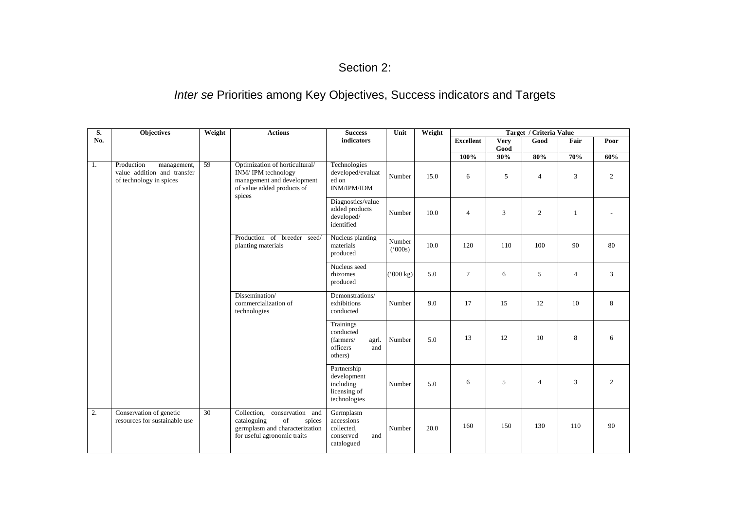# Section 2:

## *Inter se* Priorities among Key Objectives, Success indicators and Targets

| S. No. | Objectives | Weight | Actions | Success indicators | Unit | Weight | Target / Criteria Value | | | | |
|---|---|---|---|---|---|---|---|---|---|---|---|
| | | | | | | | Excellent | Very Good | Good | Fair | Poor |
| | | | | | | | 100% | 90% | 80% | 70% | 60% |
| 1. | Production management, value addition and transfer of technology in spices | 59 | Optimization of horticultural/ INM/ IPM technology management and development of value added products of spices | Technologies developed/evaluated on INM/IPM/IDM | Number | 15.0 | 6 | 5 | 4 | 3 | 2 |
| | | | | Diagnostics/value added products developed/ identified | Number | 10.0 | 4 | 3 | 2 | 1 | - |
| | | | Production of breeder seed/ planting materials | Nucleus planting materials produced | Number ('000s) | 10.0 | 120 | 110 | 100 | 90 | 80 |
| | | | | Nucleus seed rhizomes produced | ('000 kg) | 5.0 | 7 | 6 | 5 | 4 | 3 |
| | | | Dissemination/ commercialization of technologies | Demonstrations/ exhibitions conducted | Number | 9.0 | 17 | 15 | 12 | 10 | 8 |
| | | | | Trainings conducted (farmers/ agrl. officers and others) | Number | 5.0 | 13 | 12 | 10 | 8 | 6 |
| | | | | Partnership development including licensing of technologies | Number | 5.0 | 6 | 5 | 4 | 3 | 2 |
| 2. | Conservation of genetic resources for sustainable use | 30 | Collection, conservation and cataloguing of spices germplasm and characterization for useful agronomic traits | Germplasm accessions collected, conserved and catalogued | Number | 20.0 | 160 | 150 | 130 | 110 | 90 |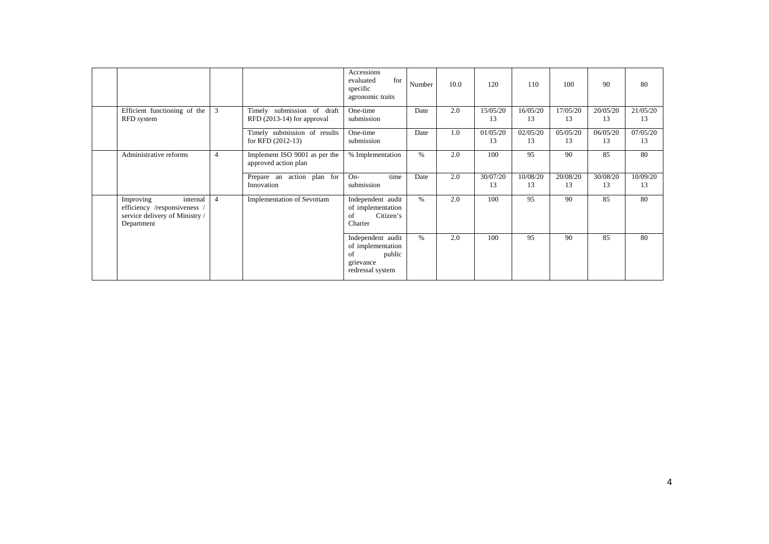|  |  |  |  | Accessions evaluated for specific agronomic traits | Number | 10.0 | 120 | 110 | 100 | 90 | 80 |
|---|---|---|---|---|---|---|---|---|---|---|---|
|  | Efficient functioning of the RFD system | 3 | Timely submission of draft RFD (2013-14) for approval | One-time submission | Date | 2.0 | 15/05/2013 | 16/05/2013 | 17/05/2013 | 20/05/2013 | 21/05/2013 |
|  |  |  | Timely submission of results for RFD (2012-13) | One-time submission | Date | 1.0 | 01/05/2013 | 02/05/2013 | 05/05/2013 | 06/05/2013 | 07/05/2013 |
|  | Administrative reforms | 4 | Implement ISO 9001 as per the approved action plan | % Implementation | % | 2.0 | 100 | 95 | 90 | 85 | 80 |
|  |  |  | Prepare an action plan for Innovation | On-time submission | Date | 2.0 | 30/07/2013 | 10/08/2013 | 20/08/2013 | 30/08/2013 | 10/09/2013 |
|  | Improving internal efficiency /responsiveness / service delivery of Ministry / Department | 4 | Implementation of Sevottam | Independent audit of implementation of Citizen's Charter | % | 2.0 | 100 | 95 | 90 | 85 | 80 |
|  |  |  |  | Independent audit of implementation of public grievance redressal system | % | 2.0 | 100 | 95 | 90 | 85 | 80 |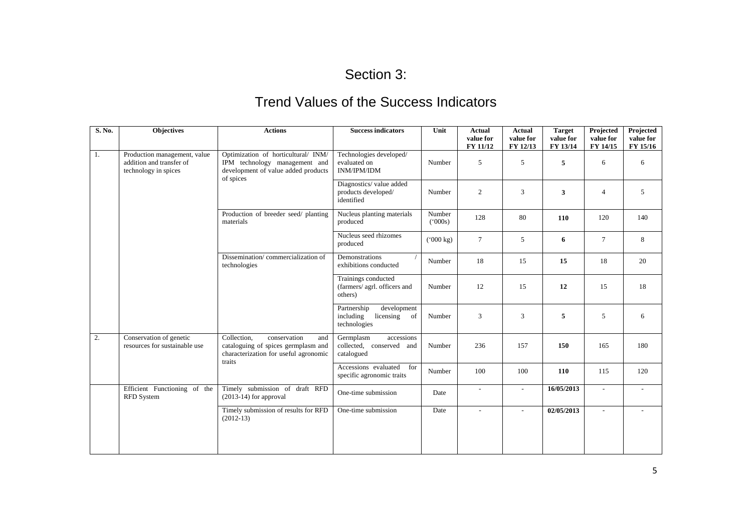# Section 3:

## Trend Values of the Success Indicators

| S. No. | Objectives | Actions | Success indicators | Unit | Actual value for FY 11/12 | Actual value for FY 12/13 | Target value for FY 13/14 | Projected value for FY 14/15 | Projected value for FY 15/16 |
|---|---|---|---|---|---|---|---|---|---|
| 1. | Production management, value addition and transfer of technology in spices | Optimization of horticultural/ INM/ IPM technology management and development of value added products of spices | Technologies developed/ evaluated on INM/IPM/IDM | Number | 5 | 5 | **5** | 6 | 6 |
| | | | Diagnostics/ value added products developed/ identified | Number | 2 | 3 | **3** | 4 | 5 |
| | | Production of breeder seed/ planting materials | Nucleus planting materials produced | Number ('000s) | 128 | 80 | **110** | 120 | 140 |
| | | | Nucleus seed rhizomes produced | ('000 kg) | 7 | 5 | **6** | 7 | 8 |
| | | Dissemination/ commercialization of technologies | Demonstrations / exhibitions conducted | Number | 18 | 15 | **15** | 18 | 20 |
| | | | Trainings conducted (farmers/ agrl. officers and others) | Number | 12 | 15 | **12** | 15 | 18 |
| | | | Partnership development including licensing of technologies | Number | 3 | 3 | **5** | 5 | 6 |
| 2. | Conservation of genetic resources for sustainable use | Collection, conservation and cataloguing of spices germplasm and characterization for useful agronomic traits | Germplasm accessions collected, conserved and catalogued | Number | 236 | 157 | **150** | 165 | 180 |
| | | | Accessions evaluated for specific agronomic traits | Number | 100 | 100 | **110** | 115 | 120 |
| | Efficient Functioning of the RFD System | Timely submission of draft RFD (2013-14) for approval | One-time submission | Date | - | - | **16/05/2013** | - | - |
| | | Timely submission of results for RFD (2012-13) | One-time submission | Date | - | - | **02/05/2013** | - | - |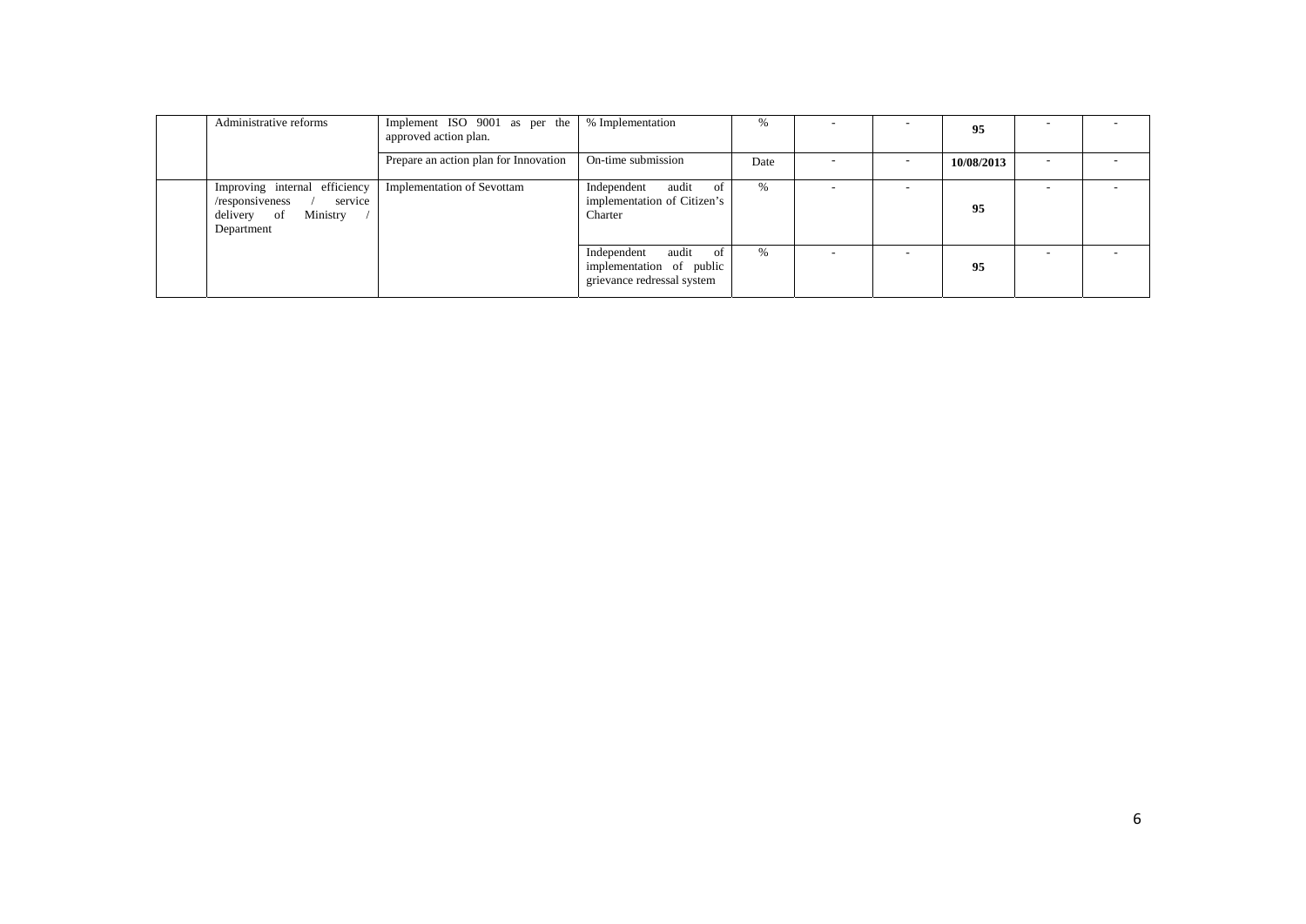|  |  |  |  |  |  |  |  |  |  |
|---|---|---|---|---|---|---|---|---|---|
|  | Administrative reforms | Implement ISO 9001 as per the approved action plan. | % Implementation | % | - | - | **95** | - | - |
|  |  | Prepare an action plan for Innovation | On-time submission | Date | - | - | **10/08/2013** | - | - |
|  | Improving internal efficiency /responsiveness / service delivery of Ministry / Department | Implementation of Sevottam | Independent audit of implementation of Citizen's Charter | % | - | - | **95** | - | - |
|  |  |  | Independent audit of implementation of public grievance redressal system | % | - | - | **95** | - | - |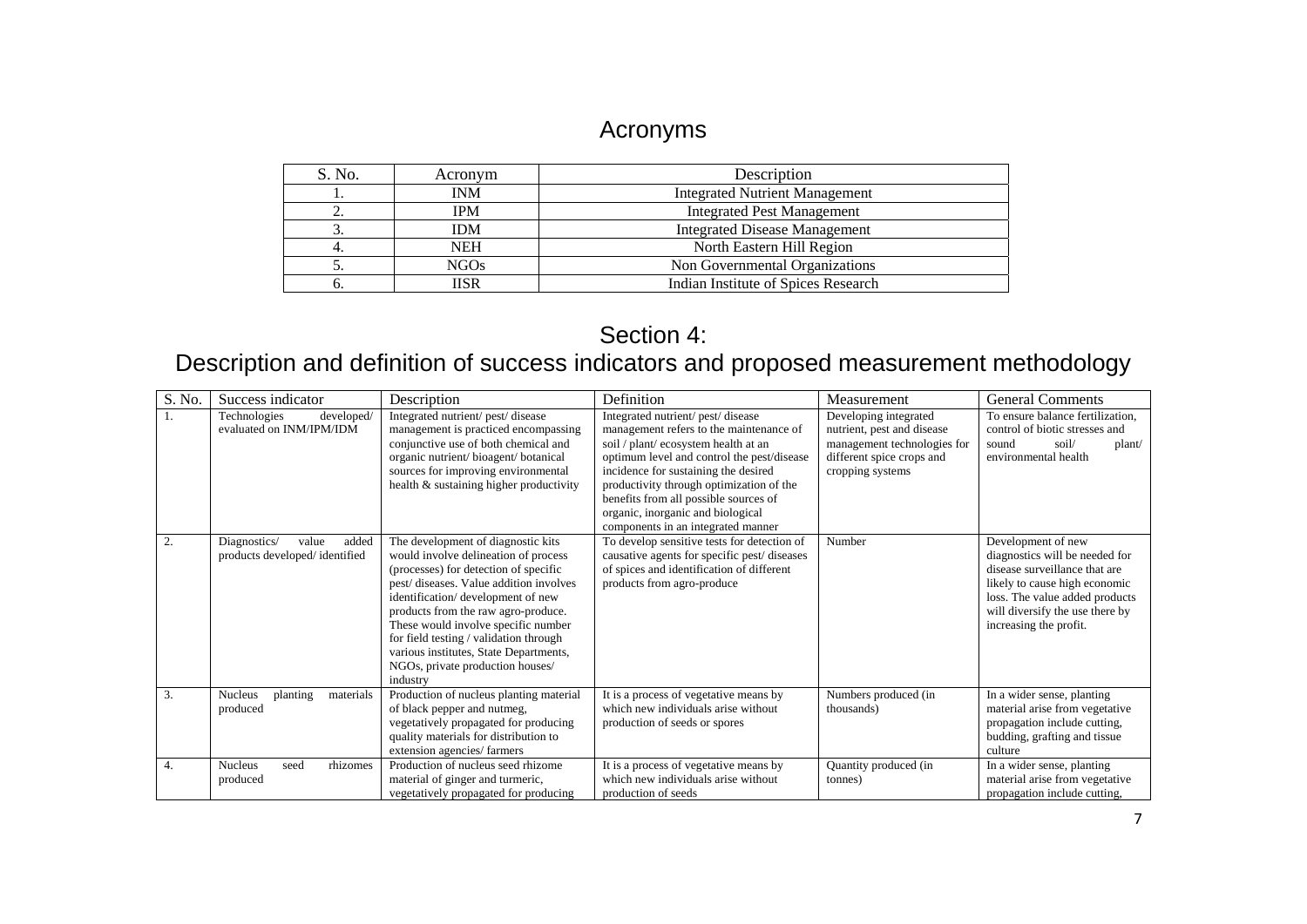## Acronyms

| S. No. | Acronym | Description |
|---|---|---|
| 1. | INM | Integrated Nutrient Management |
| 2. | IPM | Integrated Pest Management |
| 3. | IDM | Integrated Disease Management |
| 4. | NEH | North Eastern Hill Region |
| 5. | NGOs | Non Governmental Organizations |
| 6. | IISR | Indian Institute of Spices Research |

## Section 4:
## Description and definition of success indicators and proposed measurement methodology

| S. No. | Success indicator | Description | Definition | Measurement | General Comments |
|---|---|---|---|---|---|
| 1. | Technologies developed/ evaluated on INM/IPM/IDM | Integrated nutrient/ pest/ disease management is practiced encompassing conjunctive use of both chemical and organic nutrient/ bioagent/ botanical sources for improving environmental health & sustaining higher productivity | Integrated nutrient/ pest/ disease management refers to the maintenance of soil / plant/ ecosystem health at an optimum level and control the pest/disease incidence for sustaining the desired productivity through optimization of the benefits from all possible sources of organic, inorganic and biological components in an integrated manner | Developing integrated nutrient, pest and disease management technologies for different spice crops and cropping systems | To ensure balance fertilization, control of biotic stresses and sound soil/ plant/ environmental health |
| 2. | Diagnostics/ value added products developed/ identified | The development of diagnostic kits would involve delineation of process (processes) for detection of specific pest/ diseases. Value addition involves identification/ development of new products from the raw agro-produce. These would involve specific number for field testing / validation through various institutes, State Departments, NGOs, private production houses/ industry | To develop sensitive tests for detection of causative agents for specific pest/ diseases of spices and identification of different products from agro-produce | Number | Development of new diagnostics will be needed for disease surveillance that are likely to cause high economic loss. The value added products will diversify the use there by increasing the profit. |
| 3. | Nucleus planting materials produced | Production of nucleus planting material of black pepper and nutmeg, vegetatively propagated for producing quality materials for distribution to extension agencies/ farmers | It is a process of vegetative means by which new individuals arise without production of seeds or spores | Numbers produced (in thousands) | In a wider sense, planting material arise from vegetative propagation include cutting, budding, grafting and tissue culture |
| 4. | Nucleus seed rhizomes produced | Production of nucleus seed rhizome material of ginger and turmeric, vegetatively propagated for producing | It is a process of vegetative means by which new individuals arise without production of seeds | Quantity produced (in tonnes) | In a wider sense, planting material arise from vegetative propagation include cutting, |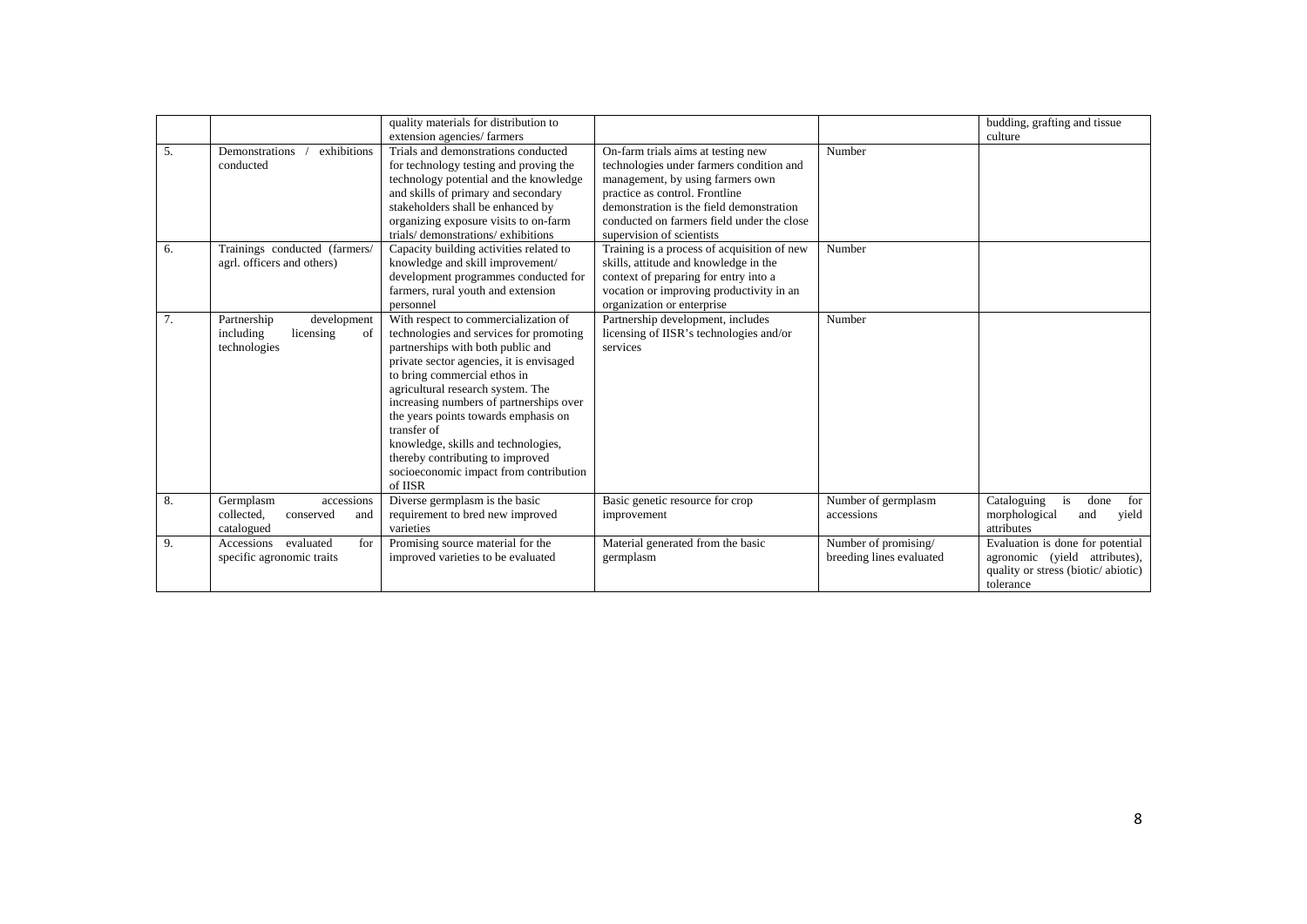| | | | | | |
|---|---|---|---|---|---|
| | | quality materials for distribution to extension agencies/ farmers | | | budding, grafting and tissue culture |
| 5. | Demonstrations / exhibitions conducted | Trials and demonstrations conducted for technology testing and proving the technology potential and the knowledge and skills of primary and secondary stakeholders shall be enhanced by organizing exposure visits to on-farm trials/ demonstrations/ exhibitions | On-farm trials aims at testing new technologies under farmers condition and management, by using farmers own practice as control. Frontline demonstration is the field demonstration conducted on farmers field under the close supervision of scientists | Number | |
| 6. | Trainings conducted (farmers/ agrl. officers and others) | Capacity building activities related to knowledge and skill improvement/ development programmes conducted for farmers, rural youth and extension personnel | Training is a process of acquisition of new skills, attitude and knowledge in the context of preparing for entry into a vocation or improving productivity in an organization or enterprise | Number | |
| 7. | Partnership development including licensing of technologies | With respect to commercialization of technologies and services for promoting partnerships with both public and private sector agencies, it is envisaged to bring commercial ethos in agricultural research system. The increasing numbers of partnerships over the years points towards emphasis on transfer of knowledge, skills and technologies, thereby contributing to improved socioeconomic impact from contribution of IISR | Partnership development, includes licensing of IISR's technologies and/or services | Number | |
| 8. | Germplasm accessions collected, conserved and catalogued | Diverse germplasm is the basic requirement to bred new improved varieties | Basic genetic resource for crop improvement | Number of germplasm accessions | Cataloguing is done for morphological and yield attributes |
| 9. | Accessions evaluated for specific agronomic traits | Promising source material for the improved varieties to be evaluated | Material generated from the basic germplasm | Number of promising/ breeding lines evaluated | Evaluation is done for potential agronomic (yield attributes), quality or stress (biotic/ abiotic) tolerance |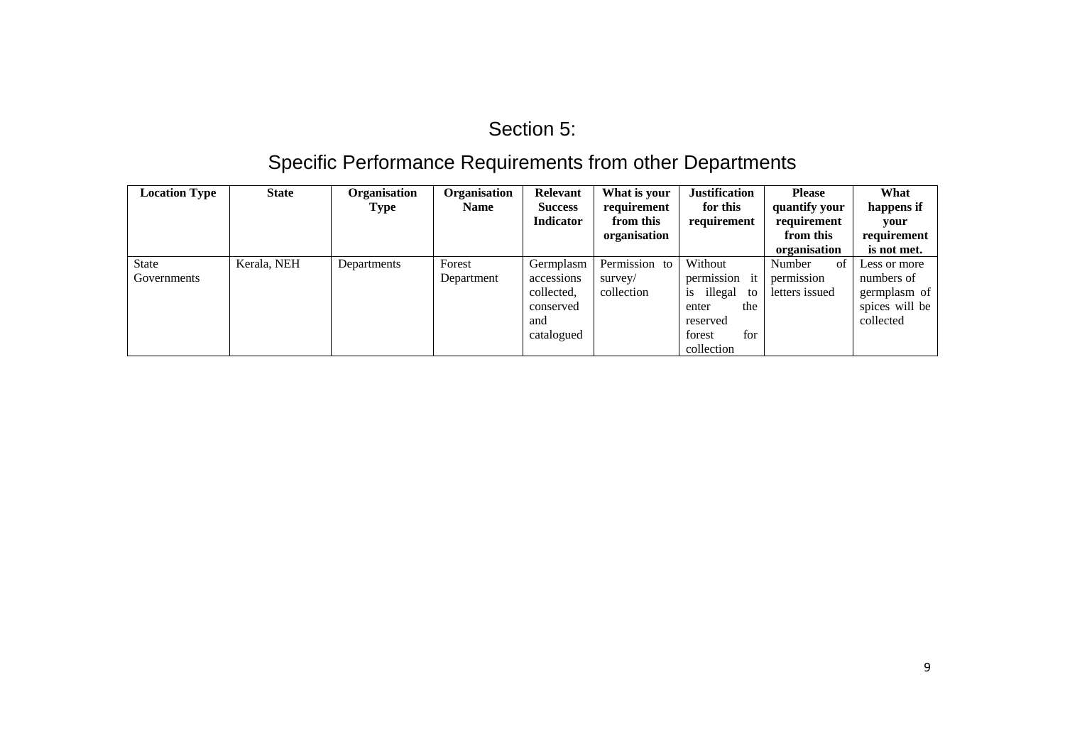# Section 5:

## Specific Performance Requirements from other Departments

| Location Type | State | Organisation Type | Organisation Name | Relevant Success Indicator | What is your requirement from this organisation | Justification for this requirement | Please quantify your requirement from this organisation | What happens if your requirement is not met. |
|---|---|---|---|---|---|---|---|---|
| State Governments | Kerala, NEH | Departments | Forest Department | Germplasm accessions collected, conserved and catalogued | Permission to survey/ collection | Without permission it is illegal to enter the reserved forest for collection | Number of permission letters issued | Less or more numbers of germplasm of spices will be collected |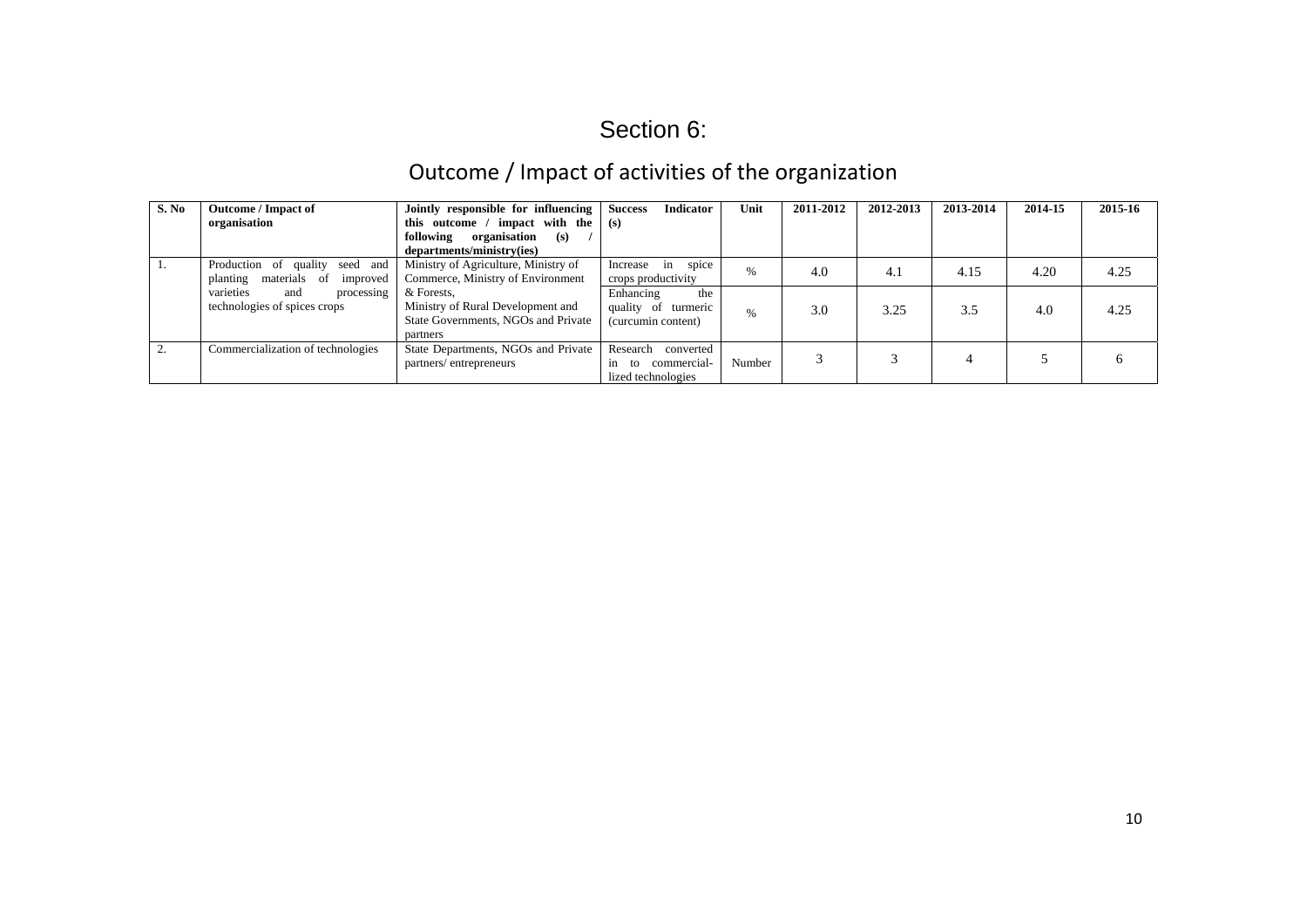# Section 6:

## Outcome / Impact of activities of the organization

| S. No | Outcome / Impact of organisation | Jointly responsible for influencing this outcome / impact with the following organisation (s) / departments/ministry(ies) | Success Indicator (s) | Unit | 2011-2012 | 2012-2013 | 2013-2014 | 2014-15 | 2015-16 |
|---|---|---|---|---|---|---|---|---|---|
| 1. | Production of quality seed and planting materials of improved varieties and processing technologies of spices crops | Ministry of Agriculture, Ministry of Commerce, Ministry of Environment & Forests, Ministry of Rural Development and State Governments, NGOs and Private partners | Increase in spice crops productivity | % | 4.0 | 4.1 | 4.15 | 4.20 | 4.25 |
| | | | Enhancing the quality of turmeric (curcumin content) | % | 3.0 | 3.25 | 3.5 | 4.0 | 4.25 |
| 2. | Commercialization of technologies | State Departments, NGOs and Private partners/ entrepreneurs | Research converted in to commercial-lized technologies | Number | 3 | 3 | 4 | 5 | 6 |